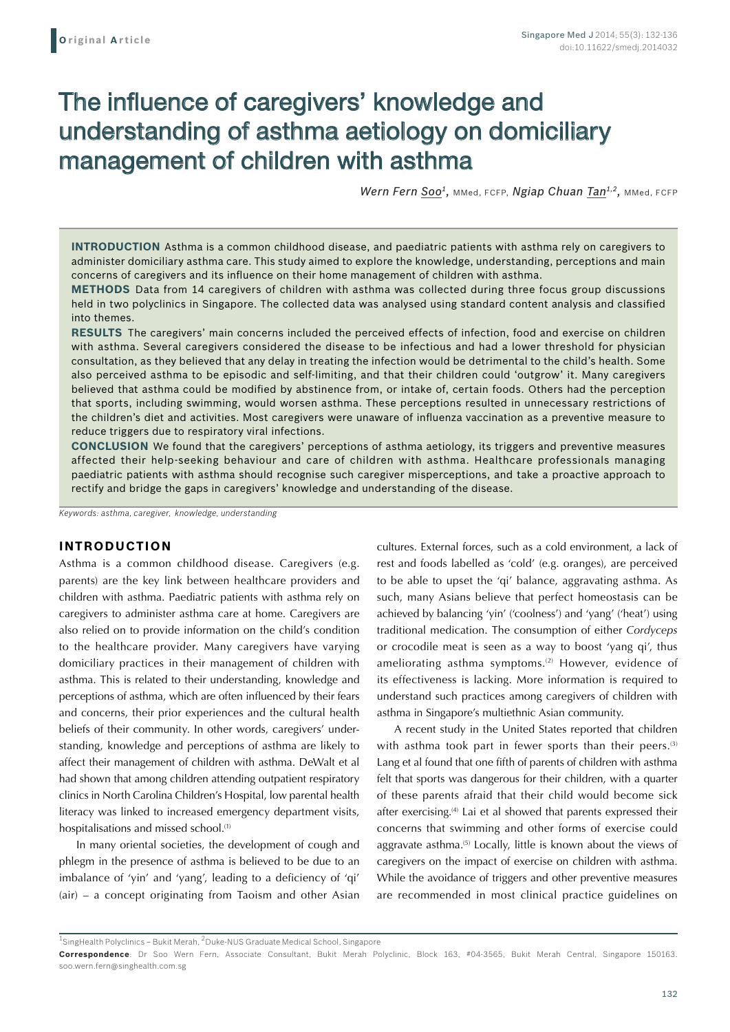Original Article

# The influence of caregivers' knowledge and understanding of asthma aetiology on domiciliary management of children with asthma

*Wern Fern Soo[1], MMed, FCFP, Ngiap Chuan Tan[1,2], MMed, FCFP*

**INTRODUCTION** Asthma is a common childhood disease, and paediatric patients with asthma rely on caregivers to administer domiciliary asthma care. This study aimed to explore the knowledge, understanding, perceptions and main concerns of caregivers and its influence on their home management of children with asthma.

**METHODS** Data from 14 caregivers of children with asthma was collected during three focus group discussions held in two polyclinics in Singapore. The collected data was analysed using standard content analysis and classified into themes.

**RESULTS** The caregivers' main concerns included the perceived effects of infection, food and exercise on children with asthma. Several caregivers considered the disease to be infectious and had a lower threshold for physician consultation, as they believed that any delay in treating the infection would be detrimental to the child's health. Some also perceived asthma to be episodic and self-limiting, and that their children could 'outgrow' it. Many caregivers believed that asthma could be modified by abstinence from, or intake of, certain foods. Others had the perception that sports, including swimming, would worsen asthma. These perceptions resulted in unnecessary restrictions of the children's diet and activities. Most caregivers were unaware of influenza vaccination as a preventive measure to reduce triggers due to respiratory viral infections.

**CONCLUSION** We found that the caregivers' perceptions of asthma aetiology, its triggers and preventive measures affected their help-seeking behaviour and care of children with asthma. Healthcare professionals managing paediatric patients with asthma should recognise such caregiver misperceptions, and take a proactive approach to rectify and bridge the gaps in caregivers' knowledge and understanding of the disease.

*Keywords: asthma, caregiver, knowledge, understanding*

## INTRODUCTION

Asthma is a common childhood disease. Caregivers (e.g. parents) are the key link between healthcare providers and children with asthma. Paediatric patients with asthma rely on caregivers to administer asthma care at home. Caregivers are also relied on to provide information on the child's condition to the healthcare provider. Many caregivers have varying domiciliary practices in their management of children with asthma. This is related to their understanding, knowledge and perceptions of asthma, which are often influenced by their fears and concerns, their prior experiences and the cultural health beliefs of their community. In other words, caregivers' understanding, knowledge and perceptions of asthma are likely to affect their management of children with asthma. DeWalt et al had shown that among children attending outpatient respiratory clinics in North Carolina Children's Hospital, low parental health literacy was linked to increased emergency department visits, hospitalisations and missed school.[1]

In many oriental societies, the development of cough and phlegm in the presence of asthma is believed to be due to an imbalance of 'yin' and 'yang', leading to a deficiency of 'qi' (air) – a concept originating from Taoism and other Asian cultures. External forces, such as a cold environment, a lack of rest and foods labelled as 'cold' (e.g. oranges), are perceived to be able to upset the 'qi' balance, aggravating asthma. As such, many Asians believe that perfect homeostasis can be achieved by balancing 'yin' ('coolness') and 'yang' ('heat') using traditional medication. The consumption of either *Cordyceps* or crocodile meat is seen as a way to boost 'yang qi', thus ameliorating asthma symptoms.[2] However, evidence of its effectiveness is lacking. More information is required to understand such practices among caregivers of children with asthma in Singapore's multiethnic Asian community.

A recent study in the United States reported that children with asthma took part in fewer sports than their peers.[3] Lang et al found that one fifth of parents of children with asthma felt that sports was dangerous for their children, with a quarter of these parents afraid that their child would become sick after exercising.[4] Lai et al showed that parents expressed their concerns that swimming and other forms of exercise could aggravate asthma.[5] Locally, little is known about the views of caregivers on the impact of exercise on children with asthma. While the avoidance of triggers and other preventive measures are recommended in most clinical practice guidelines on

[1]SingHealth Polyclinics – Bukit Merah, [2]Duke-NUS Graduate Medical School, Singapore

**Correspondence**: Dr Soo Wern Fern, Associate Consultant, Bukit Merah Polyclinic, Block 163, #04-3565, Bukit Merah Central, Singapore 150163. soo.wern.fern@singhealth.com.sg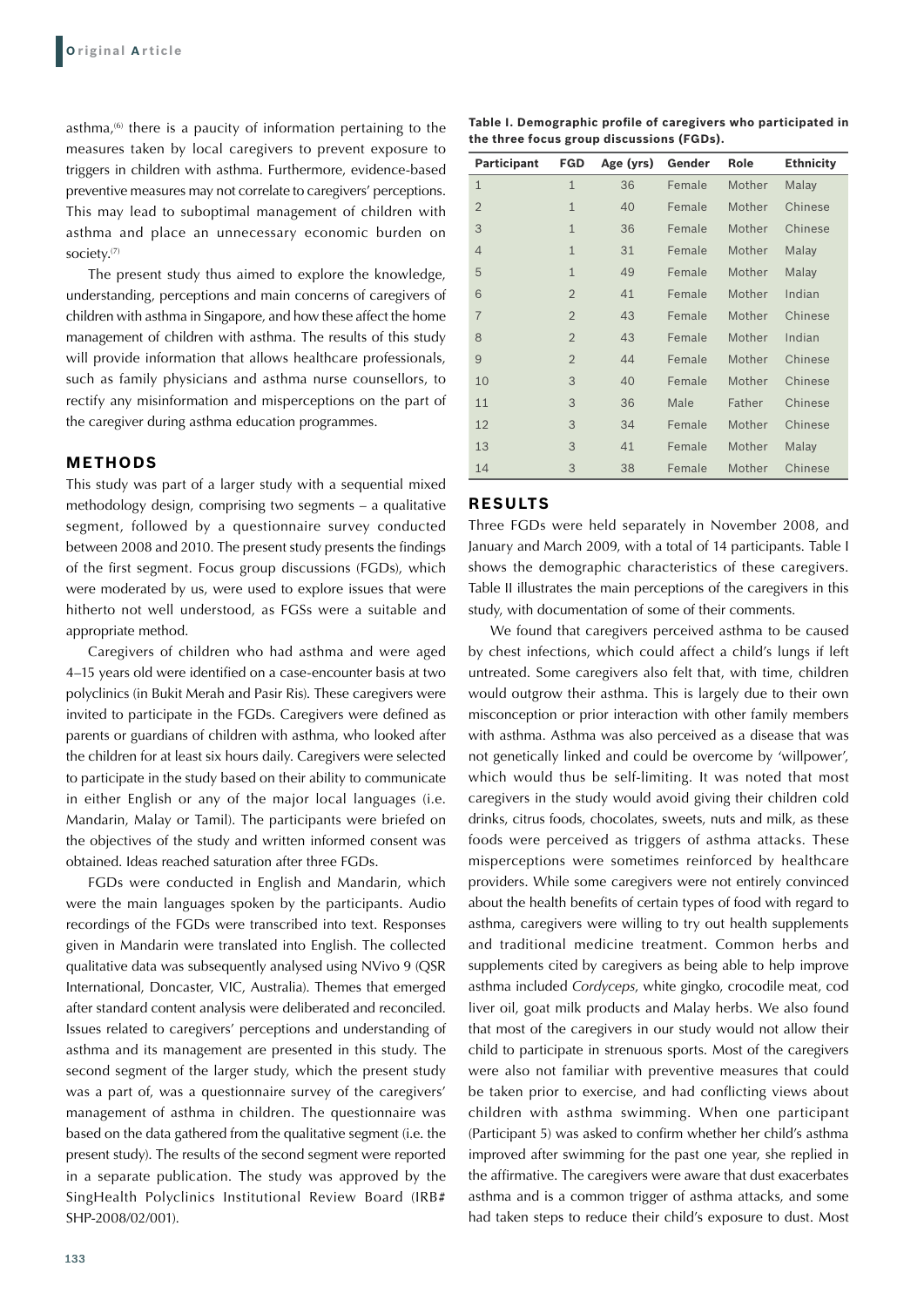asthma,[6] there is a paucity of information pertaining to the measures taken by local caregivers to prevent exposure to triggers in children with asthma. Furthermore, evidence-based preventive measures may not correlate to caregivers' perceptions. This may lead to suboptimal management of children with asthma and place an unnecessary economic burden on society.[7]

The present study thus aimed to explore the knowledge, understanding, perceptions and main concerns of caregivers of children with asthma in Singapore, and how these affect the home management of children with asthma. The results of this study will provide information that allows healthcare professionals, such as family physicians and asthma nurse counsellors, to rectify any misinformation and misperceptions on the part of the caregiver during asthma education programmes.

## METHODS

This study was part of a larger study with a sequential mixed methodology design, comprising two segments – a qualitative segment, followed by a questionnaire survey conducted between 2008 and 2010. The present study presents the findings of the first segment. Focus group discussions (FGDs), which were moderated by us, were used to explore issues that were hitherto not well understood, as FGSs were a suitable and appropriate method.

Caregivers of children who had asthma and were aged 4–15 years old were identified on a case-encounter basis at two polyclinics (in Bukit Merah and Pasir Ris). These caregivers were invited to participate in the FGDs. Caregivers were defined as parents or guardians of children with asthma, who looked after the children for at least six hours daily. Caregivers were selected to participate in the study based on their ability to communicate in either English or any of the major local languages (i.e. Mandarin, Malay or Tamil). The participants were briefed on the objectives of the study and written informed consent was obtained. Ideas reached saturation after three FGDs.

FGDs were conducted in English and Mandarin, which were the main languages spoken by the participants. Audio recordings of the FGDs were transcribed into text. Responses given in Mandarin were translated into English. The collected qualitative data was subsequently analysed using NVivo 9 (QSR International, Doncaster, VIC, Australia). Themes that emerged after standard content analysis were deliberated and reconciled. Issues related to caregivers' perceptions and understanding of asthma and its management are presented in this study. The second segment of the larger study, which the present study was a part of, was a questionnaire survey of the caregivers' management of asthma in children. The questionnaire was based on the data gathered from the qualitative segment (i.e. the present study). The results of the second segment were reported in a separate publication. The study was approved by the SingHealth Polyclinics Institutional Review Board (IRB# SHP-2008/02/001).

**Table I. Demographic profile of caregivers who participated in the three focus group discussions (FGDs).**

| Participant | FGD | Age (yrs) | Gender | Role | Ethnicity |
|---|---|---|---|---|---|
| 1 | 1 | 36 | Female | Mother | Malay |
| 2 | 1 | 40 | Female | Mother | Chinese |
| 3 | 1 | 36 | Female | Mother | Chinese |
| 4 | 1 | 31 | Female | Mother | Malay |
| 5 | 1 | 49 | Female | Mother | Malay |
| 6 | 2 | 41 | Female | Mother | Indian |
| 7 | 2 | 43 | Female | Mother | Chinese |
| 8 | 2 | 43 | Female | Mother | Indian |
| 9 | 2 | 44 | Female | Mother | Chinese |
| 10 | 3 | 40 | Female | Mother | Chinese |
| 11 | 3 | 36 | Male | Father | Chinese |
| 12 | 3 | 34 | Female | Mother | Chinese |
| 13 | 3 | 41 | Female | Mother | Malay |
| 14 | 3 | 38 | Female | Mother | Chinese |

## RESULTS

Three FGDs were held separately in November 2008, and January and March 2009, with a total of 14 participants. Table I shows the demographic characteristics of these caregivers. Table II illustrates the main perceptions of the caregivers in this study, with documentation of some of their comments.

We found that caregivers perceived asthma to be caused by chest infections, which could affect a child's lungs if left untreated. Some caregivers also felt that, with time, children would outgrow their asthma. This is largely due to their own misconception or prior interaction with other family members with asthma. Asthma was also perceived as a disease that was not genetically linked and could be overcome by 'willpower', which would thus be self-limiting. It was noted that most caregivers in the study would avoid giving their children cold drinks, citrus foods, chocolates, sweets, nuts and milk, as these foods were perceived as triggers of asthma attacks. These misperceptions were sometimes reinforced by healthcare providers. While some caregivers were not entirely convinced about the health benefits of certain types of food with regard to asthma, caregivers were willing to try out health supplements and traditional medicine treatment. Common herbs and supplements cited by caregivers as being able to help improve asthma included *Cordyceps*, white gingko, crocodile meat, cod liver oil, goat milk products and Malay herbs. We also found that most of the caregivers in our study would not allow their child to participate in strenuous sports. Most of the caregivers were also not familiar with preventive measures that could be taken prior to exercise, and had conflicting views about children with asthma swimming. When one participant (Participant 5) was asked to confirm whether her child's asthma improved after swimming for the past one year, she replied in the affirmative. The caregivers were aware that dust exacerbates asthma and is a common trigger of asthma attacks, and some had taken steps to reduce their child's exposure to dust. Most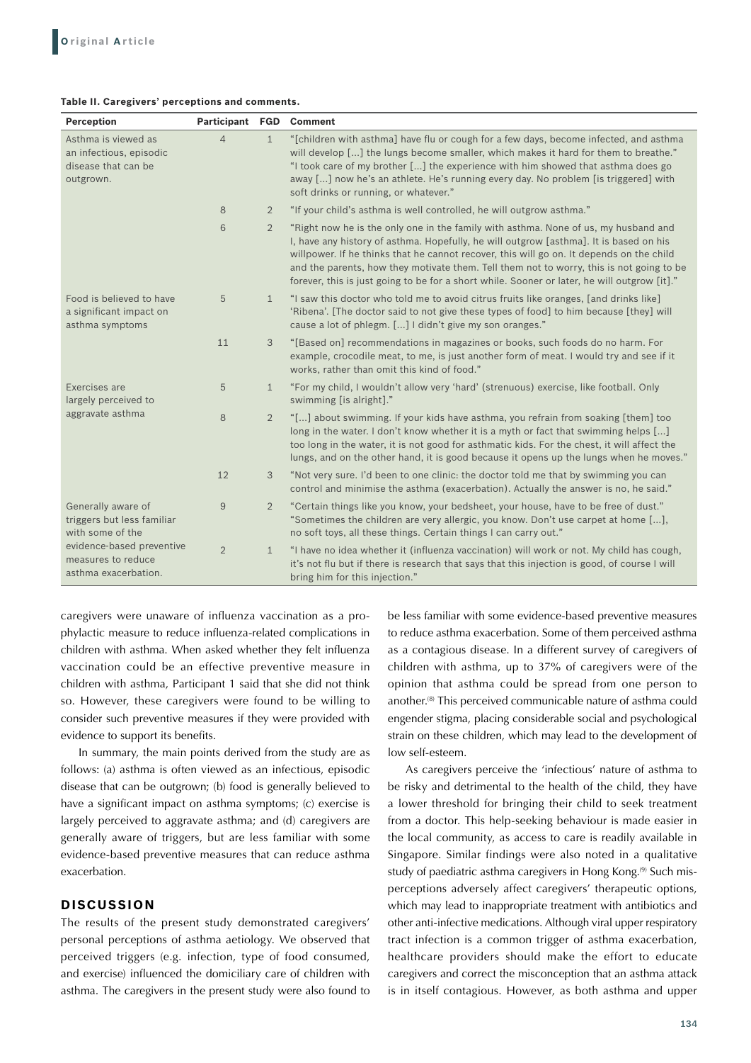**Table II. Caregivers' perceptions and comments.**

| Perception | Participant | FGD | Comment |
|---|---|---|---|
| Asthma is viewed as an infectious, episodic disease that can be outgrown. | 4 | 1 | "[children with asthma] have flu or cough for a few days, become infected, and asthma will develop [...] the lungs become smaller, which makes it hard for them to breathe." "I took care of my brother [...] the experience with him showed that asthma does go away [...] now he's an athlete. He's running every day. No problem [is triggered] with soft drinks or running, or whatever." |
| | 8 | 2 | "If your child's asthma is well controlled, he will outgrow asthma." |
| | 6 | 2 | "Right now he is the only one in the family with asthma. None of us, my husband and I, have any history of asthma. Hopefully, he will outgrow [asthma]. It is based on his willpower. If he thinks that he cannot recover, this will go on. It depends on the child and the parents, how they motivate them. Tell them not to worry, this is not going to be forever, this is just going to be for a short while. Sooner or later, he will outgrow [it]." |
| Food is believed to have a significant impact on asthma symptoms | 5 | 1 | "I saw this doctor who told me to avoid citrus fruits like oranges, [and drinks like] 'Ribena'. [The doctor said to not give these types of food] to him because [they] will cause a lot of phlegm. [...] I didn't give my son oranges." |
| | 11 | 3 | "[Based on] recommendations in magazines or books, such foods do no harm. For example, crocodile meat, to me, is just another form of meat. I would try and see if it works, rather than omit this kind of food." |
| Exercises are largely perceived to aggravate asthma | 5 | 1 | "For my child, I wouldn't allow very 'hard' (strenuous) exercise, like football. Only swimming [is alright]." |
| | 8 | 2 | "[...] about swimming. If your kids have asthma, you refrain from soaking [them] too long in the water. I don't know whether it is a myth or fact that swimming helps [...] too long in the water, it is not good for asthmatic kids. For the chest, it will affect the lungs, and on the other hand, it is good because it opens up the lungs when he moves." |
| | 12 | 3 | "Not very sure. I'd been to one clinic: the doctor told me that by swimming you can control and minimise the asthma (exacerbation). Actually the answer is no, he said." |
| Generally aware of triggers but less familiar with some of the evidence-based preventive measures to reduce asthma exacerbation. | 9 | 2 | "Certain things like you know, your bedsheet, your house, have to be free of dust." "Sometimes the children are very allergic, you know. Don't use carpet at home [...], no soft toys, all these things. Certain things I can carry out." |
| | 2 | 1 | "I have no idea whether it (influenza vaccination) will work or not. My child has cough, it's not flu but if there is research that says that this injection is good, of course I will bring him for this injection." |

caregivers were unaware of influenza vaccination as a prophylactic measure to reduce influenza-related complications in children with asthma. When asked whether they felt influenza vaccination could be an effective preventive measure in children with asthma, Participant 1 said that she did not think so. However, these caregivers were found to be willing to consider such preventive measures if they were provided with evidence to support its benefits.

In summary, the main points derived from the study are as follows: (a) asthma is often viewed as an infectious, episodic disease that can be outgrown; (b) food is generally believed to have a significant impact on asthma symptoms; (c) exercise is largely perceived to aggravate asthma; and (d) caregivers are generally aware of triggers, but are less familiar with some evidence-based preventive measures that can reduce asthma exacerbation.

## DISCUSSION

The results of the present study demonstrated caregivers' personal perceptions of asthma aetiology. We observed that perceived triggers (e.g. infection, type of food consumed, and exercise) influenced the domiciliary care of children with asthma. The caregivers in the present study were also found to be less familiar with some evidence-based preventive measures to reduce asthma exacerbation. Some of them perceived asthma as a contagious disease. In a different survey of caregivers of children with asthma, up to 37% of caregivers were of the opinion that asthma could be spread from one person to another.[8] This perceived communicable nature of asthma could engender stigma, placing considerable social and psychological strain on these children, which may lead to the development of low self-esteem.

As caregivers perceive the 'infectious' nature of asthma to be risky and detrimental to the health of the child, they have a lower threshold for bringing their child to seek treatment from a doctor. This help-seeking behaviour is made easier in the local community, as access to care is readily available in Singapore. Similar findings were also noted in a qualitative study of paediatric asthma caregivers in Hong Kong.[9] Such misperceptions adversely affect caregivers' therapeutic options, which may lead to inappropriate treatment with antibiotics and other anti-infective medications. Although viral upper respiratory tract infection is a common trigger of asthma exacerbation, healthcare providers should make the effort to educate caregivers and correct the misconception that an asthma attack is in itself contagious. However, as both asthma and upper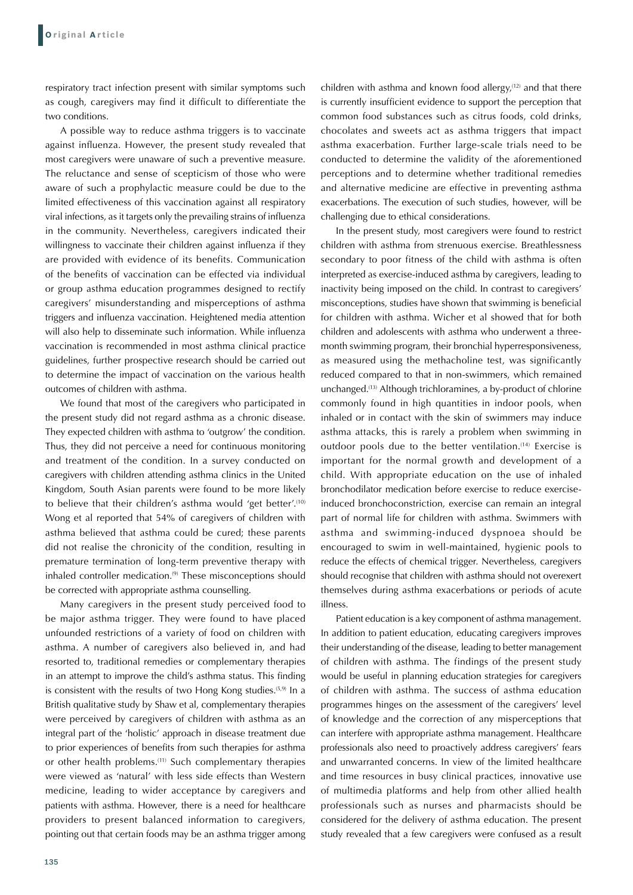respiratory tract infection present with similar symptoms such as cough, caregivers may find it difficult to differentiate the two conditions.

A possible way to reduce asthma triggers is to vaccinate against influenza. However, the present study revealed that most caregivers were unaware of such a preventive measure. The reluctance and sense of scepticism of those who were aware of such a prophylactic measure could be due to the limited effectiveness of this vaccination against all respiratory viral infections, as it targets only the prevailing strains of influenza in the community. Nevertheless, caregivers indicated their willingness to vaccinate their children against influenza if they are provided with evidence of its benefits. Communication of the benefits of vaccination can be effected via individual or group asthma education programmes designed to rectify caregivers' misunderstanding and misperceptions of asthma triggers and influenza vaccination. Heightened media attention will also help to disseminate such information. While influenza vaccination is recommended in most asthma clinical practice guidelines, further prospective research should be carried out to determine the impact of vaccination on the various health outcomes of children with asthma.

We found that most of the caregivers who participated in the present study did not regard asthma as a chronic disease. They expected children with asthma to 'outgrow' the condition. Thus, they did not perceive a need for continuous monitoring and treatment of the condition. In a survey conducted on caregivers with children attending asthma clinics in the United Kingdom, South Asian parents were found to be more likely to believe that their children's asthma would 'get better'.[10] Wong et al reported that 54% of caregivers of children with asthma believed that asthma could be cured; these parents did not realise the chronicity of the condition, resulting in premature termination of long-term preventive therapy with inhaled controller medication.[9] These misconceptions should be corrected with appropriate asthma counselling.

Many caregivers in the present study perceived food to be major asthma trigger. They were found to have placed unfounded restrictions of a variety of food on children with asthma. A number of caregivers also believed in, and had resorted to, traditional remedies or complementary therapies in an attempt to improve the child's asthma status. This finding is consistent with the results of two Hong Kong studies.[5,9] In a British qualitative study by Shaw et al, complementary therapies were perceived by caregivers of children with asthma as an integral part of the 'holistic' approach in disease treatment due to prior experiences of benefits from such therapies for asthma or other health problems.[11] Such complementary therapies were viewed as 'natural' with less side effects than Western medicine, leading to wider acceptance by caregivers and patients with asthma. However, there is a need for healthcare providers to present balanced information to caregivers, pointing out that certain foods may be an asthma trigger among children with asthma and known food allergy,[12] and that there is currently insufficient evidence to support the perception that common food substances such as citrus foods, cold drinks, chocolates and sweets act as asthma triggers that impact asthma exacerbation. Further large-scale trials need to be conducted to determine the validity of the aforementioned perceptions and to determine whether traditional remedies and alternative medicine are effective in preventing asthma exacerbations. The execution of such studies, however, will be challenging due to ethical considerations.

In the present study, most caregivers were found to restrict children with asthma from strenuous exercise. Breathlessness secondary to poor fitness of the child with asthma is often interpreted as exercise-induced asthma by caregivers, leading to inactivity being imposed on the child. In contrast to caregivers' misconceptions, studies have shown that swimming is beneficial for children with asthma. Wicher et al showed that for both children and adolescents with asthma who underwent a three-month swimming program, their bronchial hyperresponsiveness, as measured using the methacholine test, was significantly reduced compared to that in non-swimmers, which remained unchanged.[13] Although trichloramines, a by-product of chlorine commonly found in high quantities in indoor pools, when inhaled or in contact with the skin of swimmers may induce asthma attacks, this is rarely a problem when swimming in outdoor pools due to the better ventilation.[14] Exercise is important for the normal growth and development of a child. With appropriate education on the use of inhaled bronchodilator medication before exercise to reduce exercise-induced bronchoconstriction, exercise can remain an integral part of normal life for children with asthma. Swimmers with asthma and swimming-induced dyspnoea should be encouraged to swim in well-maintained, hygienic pools to reduce the effects of chemical trigger. Nevertheless, caregivers should recognise that children with asthma should not overexert themselves during asthma exacerbations or periods of acute illness.

Patient education is a key component of asthma management. In addition to patient education, educating caregivers improves their understanding of the disease, leading to better management of children with asthma. The findings of the present study would be useful in planning education strategies for caregivers of children with asthma. The success of asthma education programmes hinges on the assessment of the caregivers' level of knowledge and the correction of any misperceptions that can interfere with appropriate asthma management. Healthcare professionals also need to proactively address caregivers' fears and unwarranted concerns. In view of the limited healthcare and time resources in busy clinical practices, innovative use of multimedia platforms and help from other allied health professionals such as nurses and pharmacists should be considered for the delivery of asthma education. The present study revealed that a few caregivers were confused as a result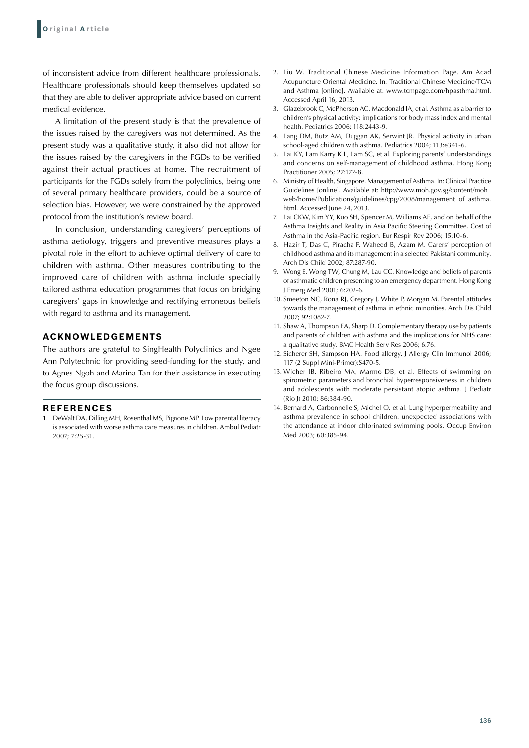of inconsistent advice from different healthcare professionals. Healthcare professionals should keep themselves updated so that they are able to deliver appropriate advice based on current medical evidence.

A limitation of the present study is that the prevalence of the issues raised by the caregivers was not determined. As the present study was a qualitative study, it also did not allow for the issues raised by the caregivers in the FGDs to be verified against their actual practices at home. The recruitment of participants for the FGDs solely from the polyclinics, being one of several primary healthcare providers, could be a source of selection bias. However, we were constrained by the approved protocol from the institution's review board.

In conclusion, understanding caregivers' perceptions of asthma aetiology, triggers and preventive measures plays a pivotal role in the effort to achieve optimal delivery of care to children with asthma. Other measures contributing to the improved care of children with asthma include specially tailored asthma education programmes that focus on bridging caregivers' gaps in knowledge and rectifying erroneous beliefs with regard to asthma and its management.

## ACKNOWLEDGEMENTS

The authors are grateful to SingHealth Polyclinics and Ngee Ann Polytechnic for providing seed-funding for the study, and to Agnes Ngoh and Marina Tan for their assistance in executing the focus group discussions.

## REFERENCES

1. DeWalt DA, Dilling MH, Rosenthal MS, Pignone MP. Low parental literacy is associated with worse asthma care measures in children. Ambul Pediatr 2007; 7:25-31.
2. Liu W. Traditional Chinese Medicine Information Page. Am Acad Acupuncture Oriental Medicine. In: Traditional Chinese Medicine/TCM and Asthma [online]. Available at: www.tcmpage.com/hpasthma.html. Accessed April 16, 2013.
3. Glazebrook C, McPherson AC, Macdonald IA, et al. Asthma as a barrier to children's physical activity: implications for body mass index and mental health. Pediatrics 2006; 118:2443-9.
4. Lang DM, Butz AM, Duggan AK, Serwint JR. Physical activity in urban school-aged children with asthma. Pediatrics 2004; 113:e341-6.
5. Lai KY, Lam Karry K L, Lam SC, et al. Exploring parents' understandings and concerns on self-management of childhood asthma. Hong Kong Practitioner 2005; 27:172-8.
6. Ministry of Health, Singapore. Management of Asthma. In: Clinical Practice Guidelines [online]. Available at: http://www.moh.gov.sg/content/moh_web/home/Publications/guidelines/cpg/2008/management_of_asthma.html. Accessed June 24, 2013.
7. Lai CKW, Kim YY, Kuo SH, Spencer M, Williams AE, and on behalf of the Asthma Insights and Reality in Asia Pacific Steering Committee. Cost of Asthma in the Asia-Pacific region. Eur Respir Rev 2006; 15:10-6.
8. Hazir T, Das C, Piracha F, Waheed B, Azam M. Carers' perception of childhood asthma and its management in a selected Pakistani community. Arch Dis Child 2002; 87:287-90.
9. Wong E, Wong TW, Chung M, Lau CC. Knowledge and beliefs of parents of asthmatic children presenting to an emergency department. Hong Kong J Emerg Med 2001; 6:202-6.
10. Smeeton NC, Rona RJ, Gregory J, White P, Morgan M. Parental attitudes towards the management of asthma in ethnic minorities. Arch Dis Child 2007; 92:1082-7.
11. Shaw A, Thompson EA, Sharp D. Complementary therapy use by patients and parents of children with asthma and the implications for NHS care: a qualitative study. BMC Health Serv Res 2006; 6:76.
12. Sicherer SH, Sampson HA. Food allergy. J Allergy Clin Immunol 2006; 117 (2 Suppl Mini-Primer):S470-5.
13. Wicher IB, Ribeiro MA, Marmo DB, et al. Effects of swimming on spirometric parameters and bronchial hyperresponsiveness in children and adolescents with moderate persistant atopic asthma. J Pediatr (Rio J) 2010; 86:384-90.
14. Bernard A, Carbonnelle S, Michel O, et al. Lung hyperpermeability and asthma prevalence in school children: unexpected associations with the attendance at indoor chlorinated swimming pools. Occup Environ Med 2003; 60:385-94.